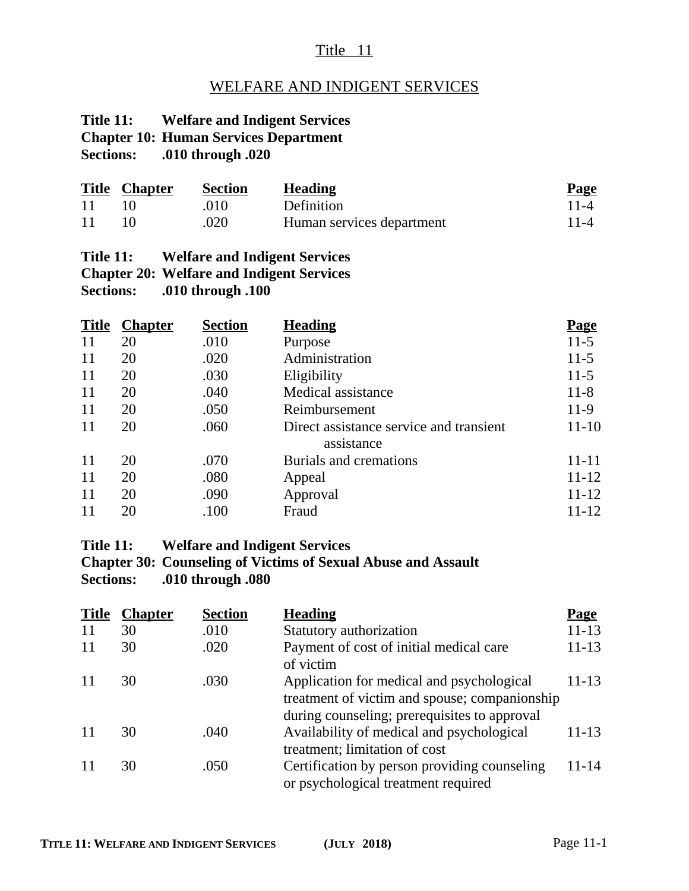# Title 11

## WELFARE AND INDIGENT SERVICES

**Title 11: Welfare and Indigent Services**
**Chapter 10: Human Services Department**
**Sections: .010 through .020**

| Title | Chapter | Section | Heading | Page |
|---|---|---|---|---|
| 11 | 10 | .010 | Definition | 11-4 |
| 11 | 10 | .020 | Human services department | 11-4 |

**Title 11: Welfare and Indigent Services**
**Chapter 20: Welfare and Indigent Services**
**Sections: .010 through .100**

| Title | Chapter | Section | Heading | Page |
|---|---|---|---|---|
| 11 | 20 | .010 | Purpose | 11-5 |
| 11 | 20 | .020 | Administration | 11-5 |
| 11 | 20 | .030 | Eligibility | 11-5 |
| 11 | 20 | .040 | Medical assistance | 11-8 |
| 11 | 20 | .050 | Reimbursement | 11-9 |
| 11 | 20 | .060 | Direct assistance service and transient assistance | 11-10 |
| 11 | 20 | .070 | Burials and cremations | 11-11 |
| 11 | 20 | .080 | Appeal | 11-12 |
| 11 | 20 | .090 | Approval | 11-12 |
| 11 | 20 | .100 | Fraud | 11-12 |

**Title 11: Welfare and Indigent Services**
**Chapter 30: Counseling of Victims of Sexual Abuse and Assault**
**Sections: .010 through .080**

| Title | Chapter | Section | Heading | Page |
|---|---|---|---|---|
| 11 | 30 | .010 | Statutory authorization | 11-13 |
| 11 | 30 | .020 | Payment of cost of initial medical care of victim | 11-13 |
| 11 | 30 | .030 | Application for medical and psychological treatment of victim and spouse; companionship during counseling; prerequisites to approval | 11-13 |
| 11 | 30 | .040 | Availability of medical and psychological treatment; limitation of cost | 11-13 |
| 11 | 30 | .050 | Certification by person providing counseling or psychological treatment required | 11-14 |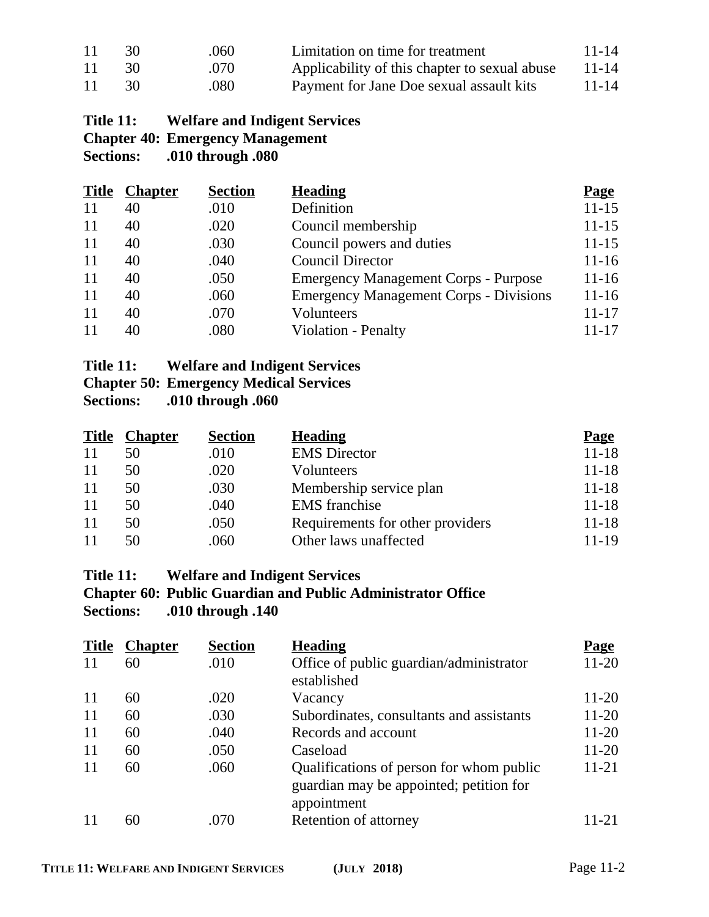| | | | | |
|---|---|---|---|---|
| 11 | 30 | .060 | Limitation on time for treatment | 11-14 |
| 11 | 30 | .070 | Applicability of this chapter to sexual abuse | 11-14 |
| 11 | 30 | .080 | Payment for Jane Doe sexual assault kits | 11-14 |

**Title 11: Welfare and Indigent Services**
**Chapter 40: Emergency Management**
**Sections: .010 through .080**

| Title | Chapter | Section | Heading | Page |
|---|---|---|---|---|
| 11 | 40 | .010 | Definition | 11-15 |
| 11 | 40 | .020 | Council membership | 11-15 |
| 11 | 40 | .030 | Council powers and duties | 11-15 |
| 11 | 40 | .040 | Council Director | 11-16 |
| 11 | 40 | .050 | Emergency Management Corps - Purpose | 11-16 |
| 11 | 40 | .060 | Emergency Management Corps - Divisions | 11-16 |
| 11 | 40 | .070 | Volunteers | 11-17 |
| 11 | 40 | .080 | Violation - Penalty | 11-17 |

**Title 11: Welfare and Indigent Services**
**Chapter 50: Emergency Medical Services**
**Sections: .010 through .060**

| Title | Chapter | Section | Heading | Page |
|---|---|---|---|---|
| 11 | 50 | .010 | EMS Director | 11-18 |
| 11 | 50 | .020 | Volunteers | 11-18 |
| 11 | 50 | .030 | Membership service plan | 11-18 |
| 11 | 50 | .040 | EMS franchise | 11-18 |
| 11 | 50 | .050 | Requirements for other providers | 11-18 |
| 11 | 50 | .060 | Other laws unaffected | 11-19 |

**Title 11: Welfare and Indigent Services**
**Chapter 60: Public Guardian and Public Administrator Office**
**Sections: .010 through .140**

| Title | Chapter | Section | Heading | Page |
|---|---|---|---|---|
| 11 | 60 | .010 | Office of public guardian/administrator established | 11-20 |
| 11 | 60 | .020 | Vacancy | 11-20 |
| 11 | 60 | .030 | Subordinates, consultants and assistants | 11-20 |
| 11 | 60 | .040 | Records and account | 11-20 |
| 11 | 60 | .050 | Caseload | 11-20 |
| 11 | 60 | .060 | Qualifications of person for whom public guardian may be appointed; petition for appointment | 11-21 |
| 11 | 60 | .070 | Retention of attorney | 11-21 |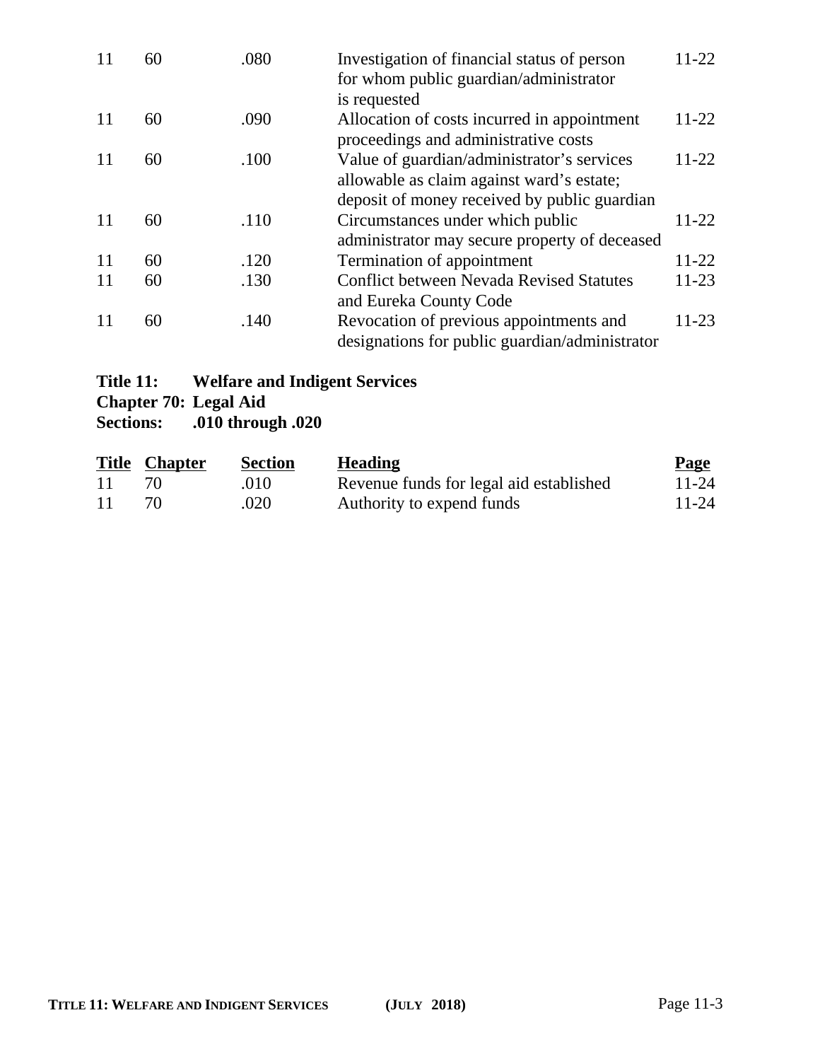| | | | | |
|---|---|---|---|---|
| 11 | 60 | .080 | Investigation of financial status of person for whom public guardian/administrator is requested | 11-22 |
| 11 | 60 | .090 | Allocation of costs incurred in appointment proceedings and administrative costs | 11-22 |
| 11 | 60 | .100 | Value of guardian/administrator's services allowable as claim against ward's estate; deposit of money received by public guardian | 11-22 |
| 11 | 60 | .110 | Circumstances under which public administrator may secure property of deceased | 11-22 |
| 11 | 60 | .120 | Termination of appointment | 11-22 |
| 11 | 60 | .130 | Conflict between Nevada Revised Statutes and Eureka County Code | 11-23 |
| 11 | 60 | .140 | Revocation of previous appointments and designations for public guardian/administrator | 11-23 |

**Title 11: Welfare and Indigent Services**
**Chapter 70: Legal Aid**
**Sections: .010 through .020**

| Title | Chapter | Section | Heading | Page |
|---|---|---|---|---|
| 11 | 70 | .010 | Revenue funds for legal aid established | 11-24 |
| 11 | 70 | .020 | Authority to expend funds | 11-24 |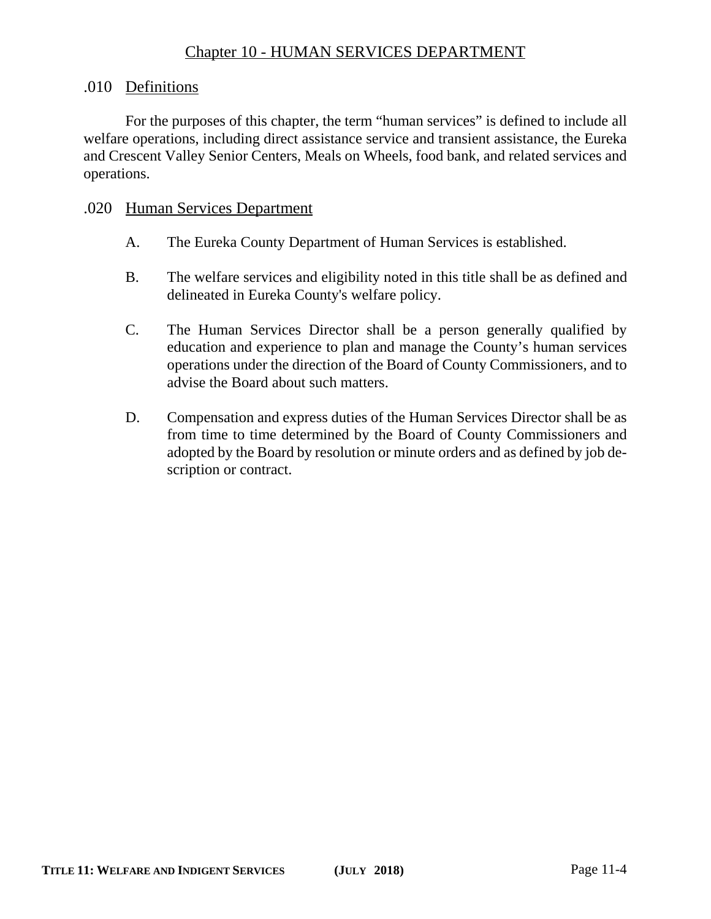# Chapter 10 - HUMAN SERVICES DEPARTMENT

## .010 Definitions

For the purposes of this chapter, the term "human services" is defined to include all welfare operations, including direct assistance service and transient assistance, the Eureka and Crescent Valley Senior Centers, Meals on Wheels, food bank, and related services and operations.

## .020 Human Services Department

A. The Eureka County Department of Human Services is established.

B. The welfare services and eligibility noted in this title shall be as defined and delineated in Eureka County's welfare policy.

C. The Human Services Director shall be a person generally qualified by education and experience to plan and manage the County's human services operations under the direction of the Board of County Commissioners, and to advise the Board about such matters.

D. Compensation and express duties of the Human Services Director shall be as from time to time determined by the Board of County Commissioners and adopted by the Board by resolution or minute orders and as defined by job description or contract.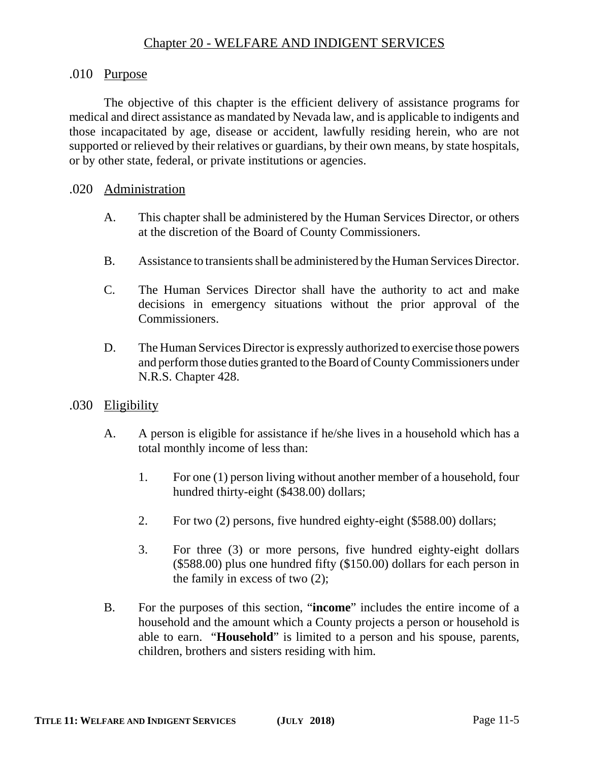# Chapter 20 - WELFARE AND INDIGENT SERVICES

## .010 Purpose

The objective of this chapter is the efficient delivery of assistance programs for medical and direct assistance as mandated by Nevada law, and is applicable to indigents and those incapacitated by age, disease or accident, lawfully residing herein, who are not supported or relieved by their relatives or guardians, by their own means, by state hospitals, or by other state, federal, or private institutions or agencies.

## .020 Administration

A. This chapter shall be administered by the Human Services Director, or others at the discretion of the Board of County Commissioners.

B. Assistance to transients shall be administered by the Human Services Director.

C. The Human Services Director shall have the authority to act and make decisions in emergency situations without the prior approval of the Commissioners.

D. The Human Services Director is expressly authorized to exercise those powers and perform those duties granted to the Board of County Commissioners under N.R.S. Chapter 428.

## .030 Eligibility

A. A person is eligible for assistance if he/she lives in a household which has a total monthly income of less than:

1. For one (1) person living without another member of a household, four hundred thirty-eight ($438.00) dollars;

2. For two (2) persons, five hundred eighty-eight ($588.00) dollars;

3. For three (3) or more persons, five hundred eighty-eight dollars ($588.00) plus one hundred fifty ($150.00) dollars for each person in the family in excess of two (2);

B. For the purposes of this section, "**income**" includes the entire income of a household and the amount which a County projects a person or household is able to earn. "**Household**" is limited to a person and his spouse, parents, children, brothers and sisters residing with him.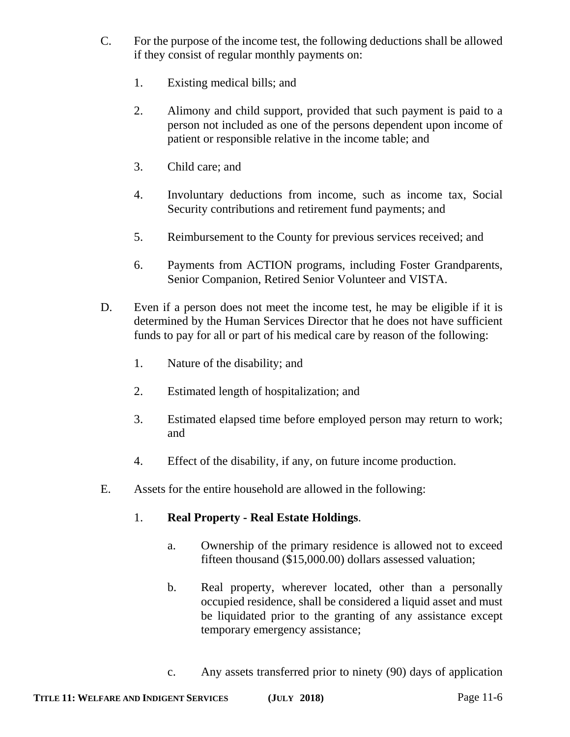C. For the purpose of the income test, the following deductions shall be allowed if they consist of regular monthly payments on:

1. Existing medical bills; and

2. Alimony and child support, provided that such payment is paid to a person not included as one of the persons dependent upon income of patient or responsible relative in the income table; and

3. Child care; and

4. Involuntary deductions from income, such as income tax, Social Security contributions and retirement fund payments; and

5. Reimbursement to the County for previous services received; and

6. Payments from ACTION programs, including Foster Grandparents, Senior Companion, Retired Senior Volunteer and VISTA.

D. Even if a person does not meet the income test, he may be eligible if it is determined by the Human Services Director that he does not have sufficient funds to pay for all or part of his medical care by reason of the following:

1. Nature of the disability; and

2. Estimated length of hospitalization; and

3. Estimated elapsed time before employed person may return to work; and

4. Effect of the disability, if any, on future income production.

E. Assets for the entire household are allowed in the following:

1. **Real Property - Real Estate Holdings**.

   a. Ownership of the primary residence is allowed not to exceed fifteen thousand ($15,000.00) dollars assessed valuation;

   b. Real property, wherever located, other than a personally occupied residence, shall be considered a liquid asset and must be liquidated prior to the granting of any assistance except temporary emergency assistance;

   c. Any assets transferred prior to ninety (90) days of application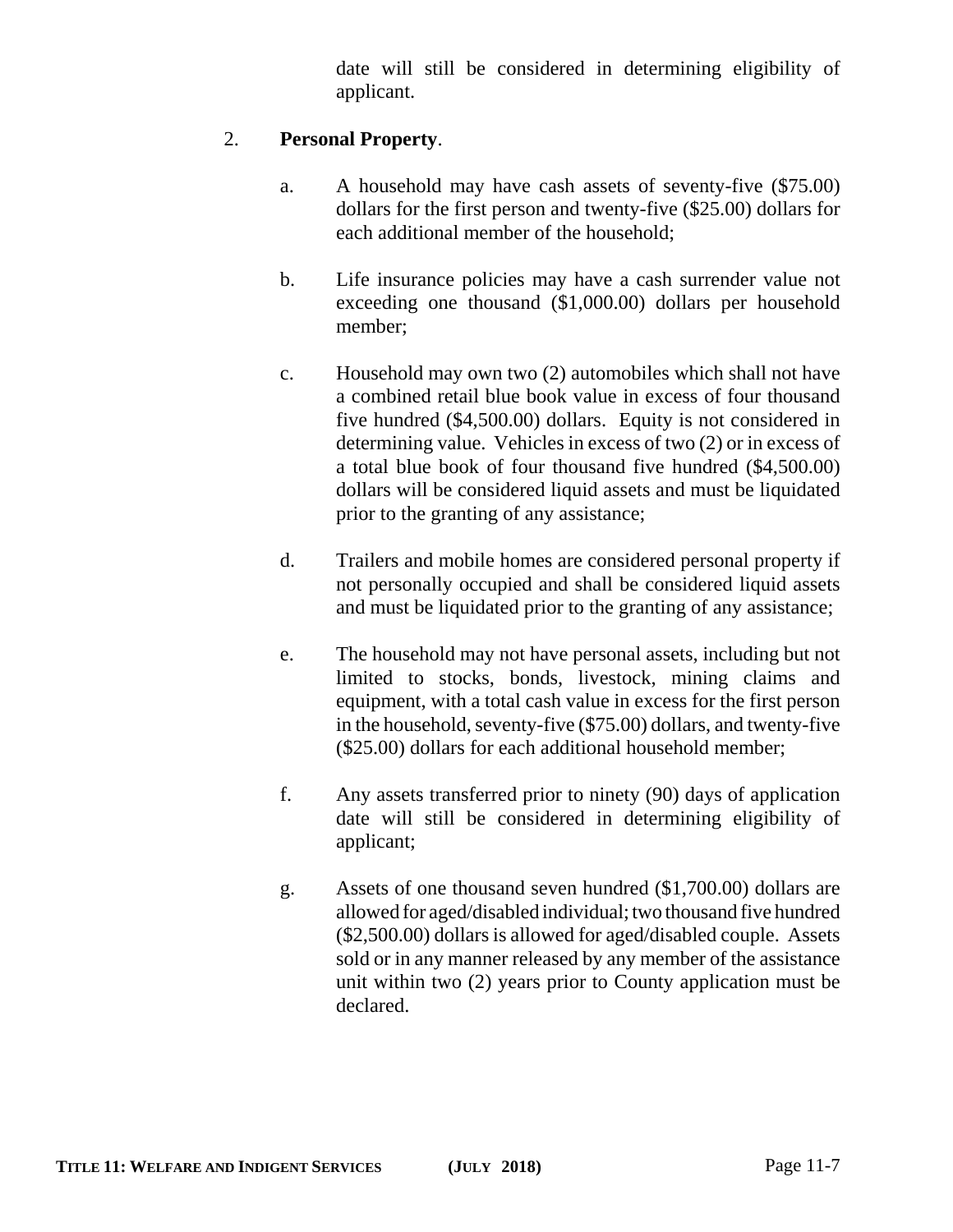date will still be considered in determining eligibility of applicant.

2. **Personal Property**.

   a. A household may have cash assets of seventy-five ($75.00) dollars for the first person and twenty-five ($25.00) dollars for each additional member of the household;

   b. Life insurance policies may have a cash surrender value not exceeding one thousand ($1,000.00) dollars per household member;

   c. Household may own two (2) automobiles which shall not have a combined retail blue book value in excess of four thousand five hundred ($4,500.00) dollars. Equity is not considered in determining value. Vehicles in excess of two (2) or in excess of a total blue book of four thousand five hundred ($4,500.00) dollars will be considered liquid assets and must be liquidated prior to the granting of any assistance;

   d. Trailers and mobile homes are considered personal property if not personally occupied and shall be considered liquid assets and must be liquidated prior to the granting of any assistance;

   e. The household may not have personal assets, including but not limited to stocks, bonds, livestock, mining claims and equipment, with a total cash value in excess for the first person in the household, seventy-five ($75.00) dollars, and twenty-five ($25.00) dollars for each additional household member;

   f. Any assets transferred prior to ninety (90) days of application date will still be considered in determining eligibility of applicant;

   g. Assets of one thousand seven hundred ($1,700.00) dollars are allowed for aged/disabled individual; two thousand five hundred ($2,500.00) dollars is allowed for aged/disabled couple. Assets sold or in any manner released by any member of the assistance unit within two (2) years prior to County application must be declared.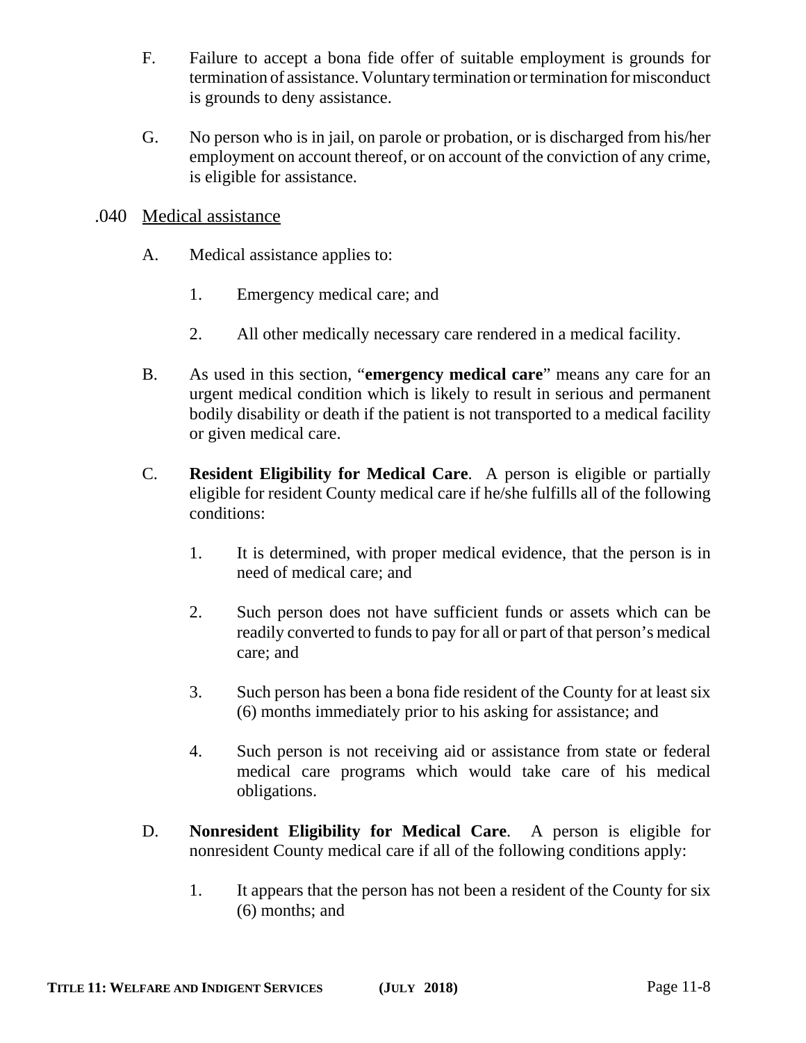F. Failure to accept a bona fide offer of suitable employment is grounds for termination of assistance. Voluntary termination or termination for misconduct is grounds to deny assistance.

G. No person who is in jail, on parole or probation, or is discharged from his/her employment on account thereof, or on account of the conviction of any crime, is eligible for assistance.

## .040 Medical assistance

A. Medical assistance applies to:

1. Emergency medical care; and

2. All other medically necessary care rendered in a medical facility.

B. As used in this section, "**emergency medical care**" means any care for an urgent medical condition which is likely to result in serious and permanent bodily disability or death if the patient is not transported to a medical facility or given medical care.

C. **Resident Eligibility for Medical Care**. A person is eligible or partially eligible for resident County medical care if he/she fulfills all of the following conditions:

1. It is determined, with proper medical evidence, that the person is in need of medical care; and

2. Such person does not have sufficient funds or assets which can be readily converted to funds to pay for all or part of that person's medical care; and

3. Such person has been a bona fide resident of the County for at least six (6) months immediately prior to his asking for assistance; and

4. Such person is not receiving aid or assistance from state or federal medical care programs which would take care of his medical obligations.

D. **Nonresident Eligibility for Medical Care**. A person is eligible for nonresident County medical care if all of the following conditions apply:

1. It appears that the person has not been a resident of the County for six (6) months; and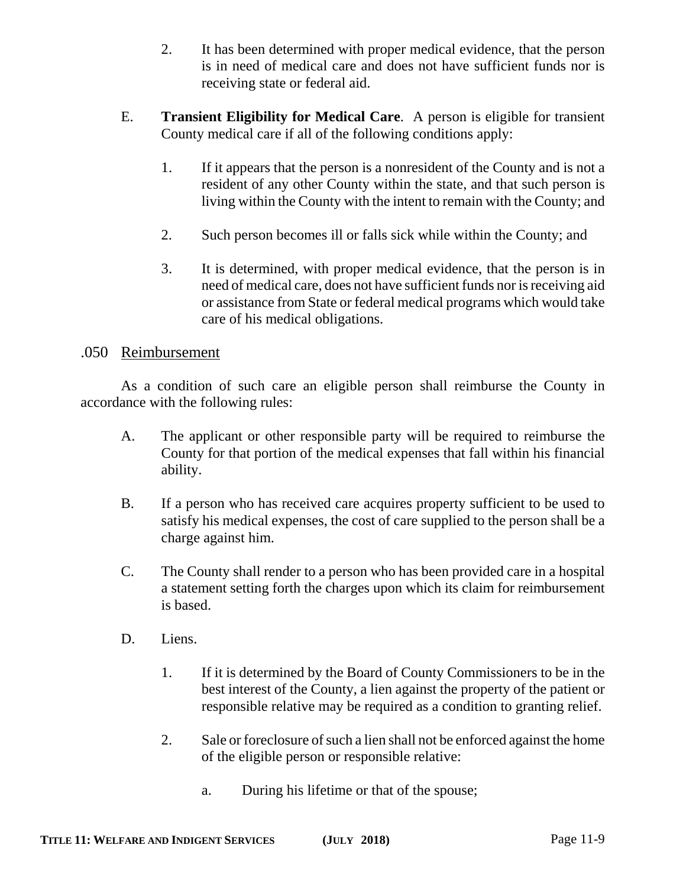2. It has been determined with proper medical evidence, that the person is in need of medical care and does not have sufficient funds nor is receiving state or federal aid.

E. **Transient Eligibility for Medical Care**. A person is eligible for transient County medical care if all of the following conditions apply:

1. If it appears that the person is a nonresident of the County and is not a resident of any other County within the state, and that such person is living within the County with the intent to remain with the County; and

2. Such person becomes ill or falls sick while within the County; and

3. It is determined, with proper medical evidence, that the person is in need of medical care, does not have sufficient funds nor is receiving aid or assistance from State or federal medical programs which would take care of his medical obligations.

## .050 Reimbursement

As a condition of such care an eligible person shall reimburse the County in accordance with the following rules:

A. The applicant or other responsible party will be required to reimburse the County for that portion of the medical expenses that fall within his financial ability.

B. If a person who has received care acquires property sufficient to be used to satisfy his medical expenses, the cost of care supplied to the person shall be a charge against him.

C. The County shall render to a person who has been provided care in a hospital a statement setting forth the charges upon which its claim for reimbursement is based.

D. Liens.

1. If it is determined by the Board of County Commissioners to be in the best interest of the County, a lien against the property of the patient or responsible relative may be required as a condition to granting relief.

2. Sale or foreclosure of such a lien shall not be enforced against the home of the eligible person or responsible relative:

   a. During his lifetime or that of the spouse;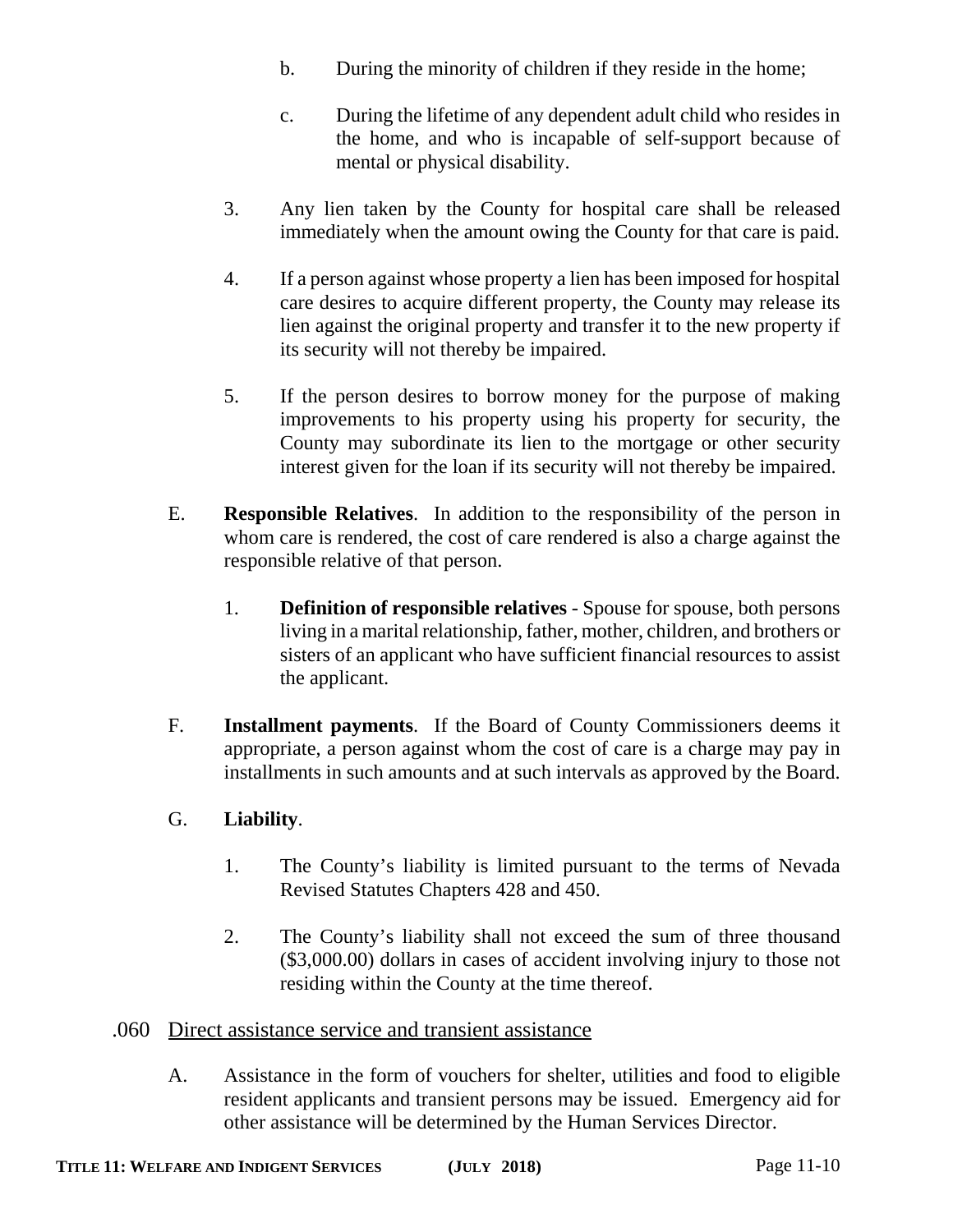b. During the minority of children if they reside in the home;

c. During the lifetime of any dependent adult child who resides in the home, and who is incapable of self-support because of mental or physical disability.

3. Any lien taken by the County for hospital care shall be released immediately when the amount owing the County for that care is paid.

4. If a person against whose property a lien has been imposed for hospital care desires to acquire different property, the County may release its lien against the original property and transfer it to the new property if its security will not thereby be impaired.

5. If the person desires to borrow money for the purpose of making improvements to his property using his property for security, the County may subordinate its lien to the mortgage or other security interest given for the loan if its security will not thereby be impaired.

E. **Responsible Relatives**. In addition to the responsibility of the person in whom care is rendered, the cost of care rendered is also a charge against the responsible relative of that person.

1. **Definition of responsible relatives** - Spouse for spouse, both persons living in a marital relationship, father, mother, children, and brothers or sisters of an applicant who have sufficient financial resources to assist the applicant.

F. **Installment payments**. If the Board of County Commissioners deems it appropriate, a person against whom the cost of care is a charge may pay in installments in such amounts and at such intervals as approved by the Board.

G. **Liability**.

1. The County's liability is limited pursuant to the terms of Nevada Revised Statutes Chapters 428 and 450.

2. The County's liability shall not exceed the sum of three thousand ($3,000.00) dollars in cases of accident involving injury to those not residing within the County at the time thereof.

## .060 Direct assistance service and transient assistance

A. Assistance in the form of vouchers for shelter, utilities and food to eligible resident applicants and transient persons may be issued. Emergency aid for other assistance will be determined by the Human Services Director.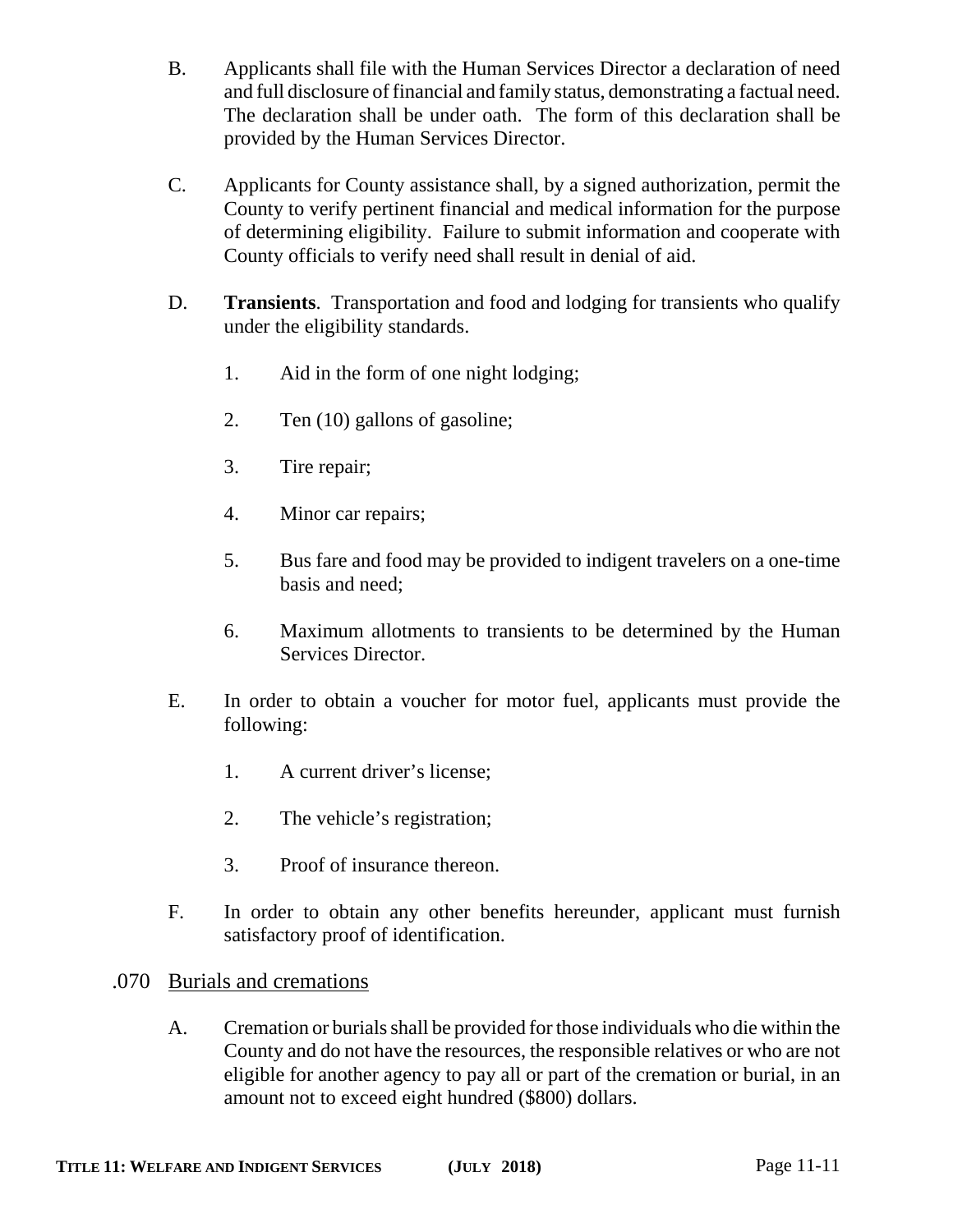B. Applicants shall file with the Human Services Director a declaration of need and full disclosure of financial and family status, demonstrating a factual need. The declaration shall be under oath. The form of this declaration shall be provided by the Human Services Director.

C. Applicants for County assistance shall, by a signed authorization, permit the County to verify pertinent financial and medical information for the purpose of determining eligibility. Failure to submit information and cooperate with County officials to verify need shall result in denial of aid.

D. **Transients**. Transportation and food and lodging for transients who qualify under the eligibility standards.

   1. Aid in the form of one night lodging;

   2. Ten (10) gallons of gasoline;

   3. Tire repair;

   4. Minor car repairs;

   5. Bus fare and food may be provided to indigent travelers on a one-time basis and need;

   6. Maximum allotments to transients to be determined by the Human Services Director.

E. In order to obtain a voucher for motor fuel, applicants must provide the following:

   1. A current driver's license;

   2. The vehicle's registration;

   3. Proof of insurance thereon.

F. In order to obtain any other benefits hereunder, applicant must furnish satisfactory proof of identification.

## .070 Burials and cremations

A. Cremation or burials shall be provided for those individuals who die within the County and do not have the resources, the responsible relatives or who are not eligible for another agency to pay all or part of the cremation or burial, in an amount not to exceed eight hundred ($800) dollars.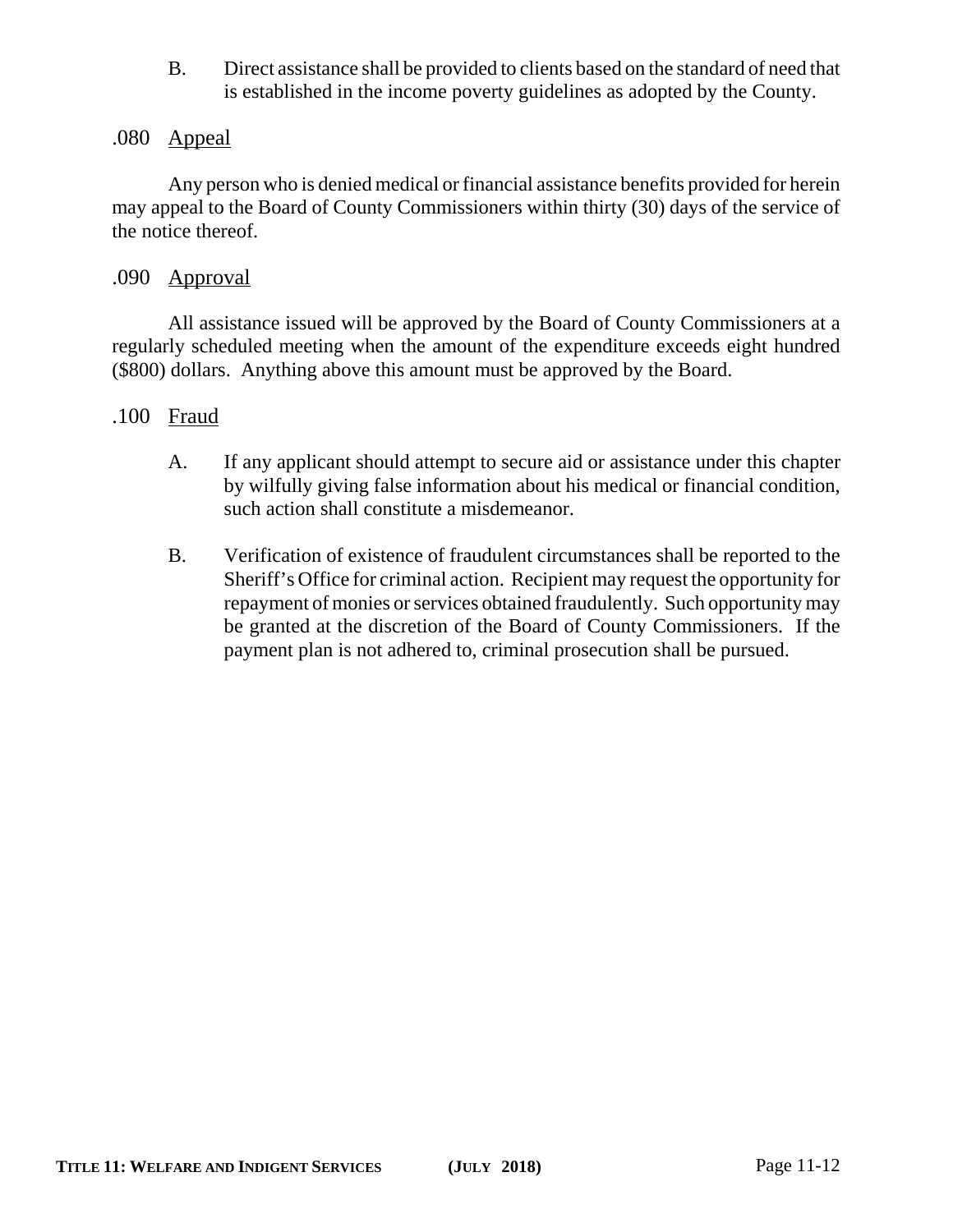B. Direct assistance shall be provided to clients based on the standard of need that is established in the income poverty guidelines as adopted by the County.

### .080 Appeal

Any person who is denied medical or financial assistance benefits provided for herein may appeal to the Board of County Commissioners within thirty (30) days of the service of the notice thereof.

### .090 Approval

All assistance issued will be approved by the Board of County Commissioners at a regularly scheduled meeting when the amount of the expenditure exceeds eight hundred ($800) dollars. Anything above this amount must be approved by the Board.

### .100 Fraud

A. If any applicant should attempt to secure aid or assistance under this chapter by wilfully giving false information about his medical or financial condition, such action shall constitute a misdemeanor.

B. Verification of existence of fraudulent circumstances shall be reported to the Sheriff's Office for criminal action. Recipient may request the opportunity for repayment of monies or services obtained fraudulently. Such opportunity may be granted at the discretion of the Board of County Commissioners. If the payment plan is not adhered to, criminal prosecution shall be pursued.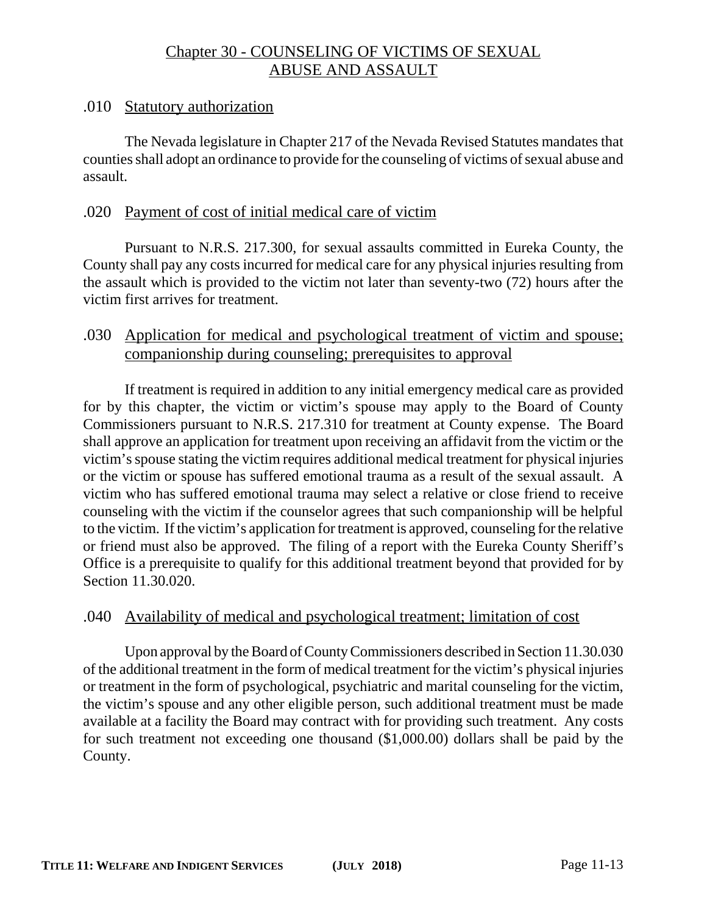# Chapter 30 - COUNSELING OF VICTIMS OF SEXUAL ABUSE AND ASSAULT

## .010 Statutory authorization

The Nevada legislature in Chapter 217 of the Nevada Revised Statutes mandates that counties shall adopt an ordinance to provide for the counseling of victims of sexual abuse and assault.

## .020 Payment of cost of initial medical care of victim

Pursuant to N.R.S. 217.300, for sexual assaults committed in Eureka County, the County shall pay any costs incurred for medical care for any physical injuries resulting from the assault which is provided to the victim not later than seventy-two (72) hours after the victim first arrives for treatment.

## .030 Application for medical and psychological treatment of victim and spouse; companionship during counseling; prerequisites to approval

If treatment is required in addition to any initial emergency medical care as provided for by this chapter, the victim or victim's spouse may apply to the Board of County Commissioners pursuant to N.R.S. 217.310 for treatment at County expense. The Board shall approve an application for treatment upon receiving an affidavit from the victim or the victim's spouse stating the victim requires additional medical treatment for physical injuries or the victim or spouse has suffered emotional trauma as a result of the sexual assault. A victim who has suffered emotional trauma may select a relative or close friend to receive counseling with the victim if the counselor agrees that such companionship will be helpful to the victim. If the victim's application for treatment is approved, counseling for the relative or friend must also be approved. The filing of a report with the Eureka County Sheriff's Office is a prerequisite to qualify for this additional treatment beyond that provided for by Section 11.30.020.

## .040 Availability of medical and psychological treatment; limitation of cost

Upon approval by the Board of County Commissioners described in Section 11.30.030 of the additional treatment in the form of medical treatment for the victim's physical injuries or treatment in the form of psychological, psychiatric and marital counseling for the victim, the victim's spouse and any other eligible person, such additional treatment must be made available at a facility the Board may contract with for providing such treatment. Any costs for such treatment not exceeding one thousand ($1,000.00) dollars shall be paid by the County.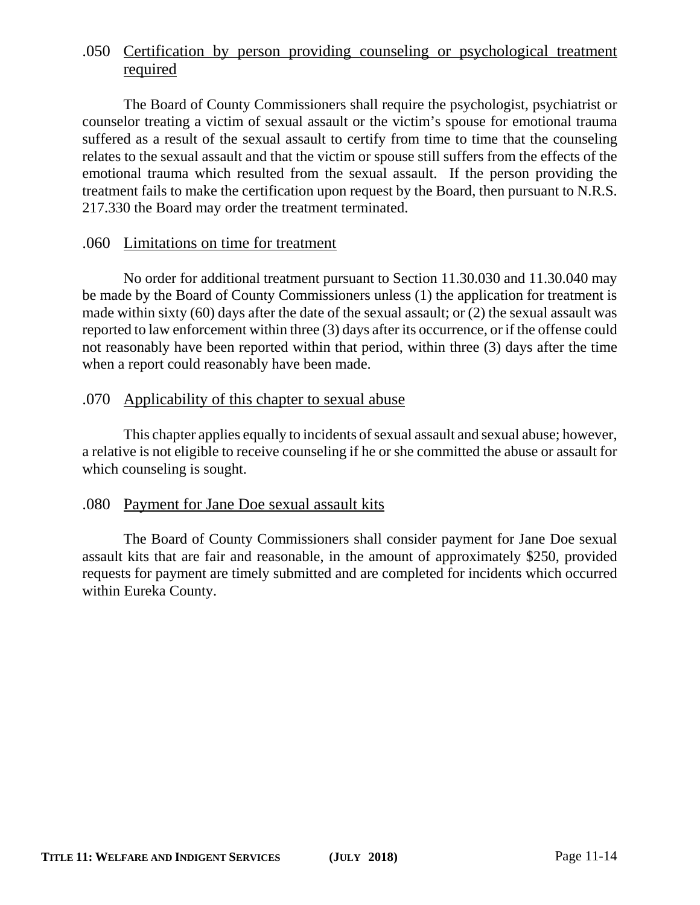### .050 Certification by person providing counseling or psychological treatment required

The Board of County Commissioners shall require the psychologist, psychiatrist or counselor treating a victim of sexual assault or the victim's spouse for emotional trauma suffered as a result of the sexual assault to certify from time to time that the counseling relates to the sexual assault and that the victim or spouse still suffers from the effects of the emotional trauma which resulted from the sexual assault. If the person providing the treatment fails to make the certification upon request by the Board, then pursuant to N.R.S. 217.330 the Board may order the treatment terminated.

### .060 Limitations on time for treatment

No order for additional treatment pursuant to Section 11.30.030 and 11.30.040 may be made by the Board of County Commissioners unless (1) the application for treatment is made within sixty (60) days after the date of the sexual assault; or (2) the sexual assault was reported to law enforcement within three (3) days after its occurrence, or if the offense could not reasonably have been reported within that period, within three (3) days after the time when a report could reasonably have been made.

### .070 Applicability of this chapter to sexual abuse

This chapter applies equally to incidents of sexual assault and sexual abuse; however, a relative is not eligible to receive counseling if he or she committed the abuse or assault for which counseling is sought.

### .080 Payment for Jane Doe sexual assault kits

The Board of County Commissioners shall consider payment for Jane Doe sexual assault kits that are fair and reasonable, in the amount of approximately $250, provided requests for payment are timely submitted and are completed for incidents which occurred within Eureka County.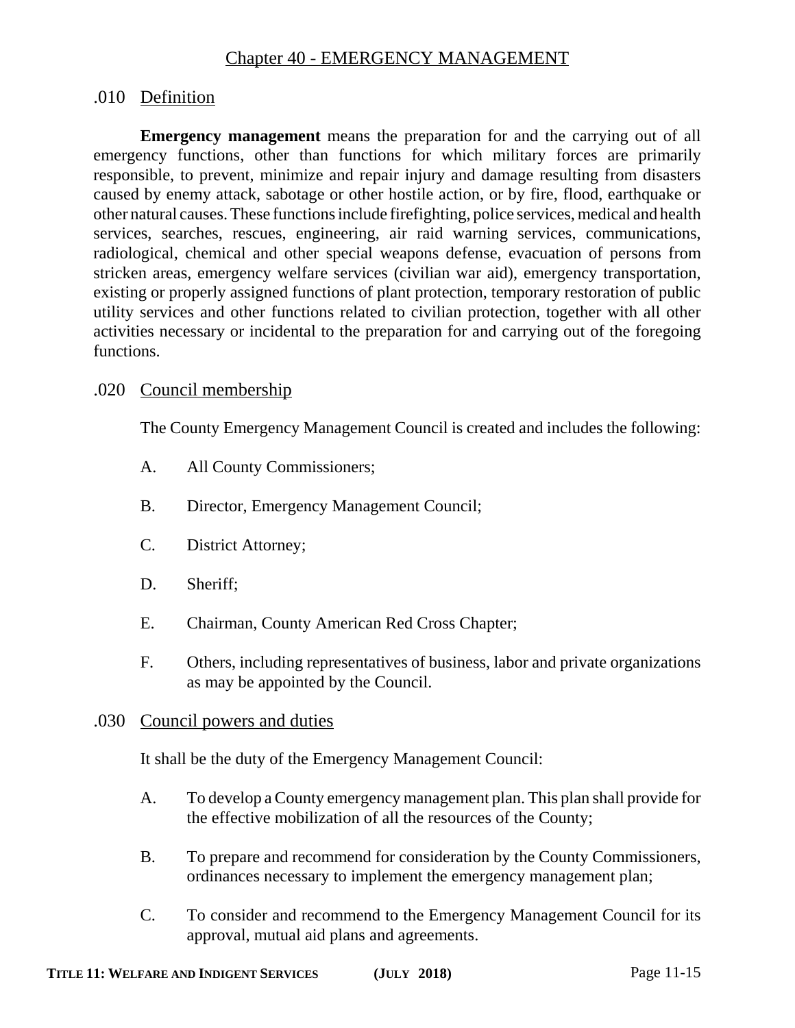# Chapter 40 - EMERGENCY MANAGEMENT

## .010 Definition

**Emergency management** means the preparation for and the carrying out of all emergency functions, other than functions for which military forces are primarily responsible, to prevent, minimize and repair injury and damage resulting from disasters caused by enemy attack, sabotage or other hostile action, or by fire, flood, earthquake or other natural causes. These functions include firefighting, police services, medical and health services, searches, rescues, engineering, air raid warning services, communications, radiological, chemical and other special weapons defense, evacuation of persons from stricken areas, emergency welfare services (civilian war aid), emergency transportation, existing or properly assigned functions of plant protection, temporary restoration of public utility services and other functions related to civilian protection, together with all other activities necessary or incidental to the preparation for and carrying out of the foregoing functions.

## .020 Council membership

The County Emergency Management Council is created and includes the following:

A. All County Commissioners;

B. Director, Emergency Management Council;

C. District Attorney;

D. Sheriff;

E. Chairman, County American Red Cross Chapter;

F. Others, including representatives of business, labor and private organizations as may be appointed by the Council.

## .030 Council powers and duties

It shall be the duty of the Emergency Management Council:

A. To develop a County emergency management plan. This plan shall provide for the effective mobilization of all the resources of the County;

B. To prepare and recommend for consideration by the County Commissioners, ordinances necessary to implement the emergency management plan;

C. To consider and recommend to the Emergency Management Council for its approval, mutual aid plans and agreements.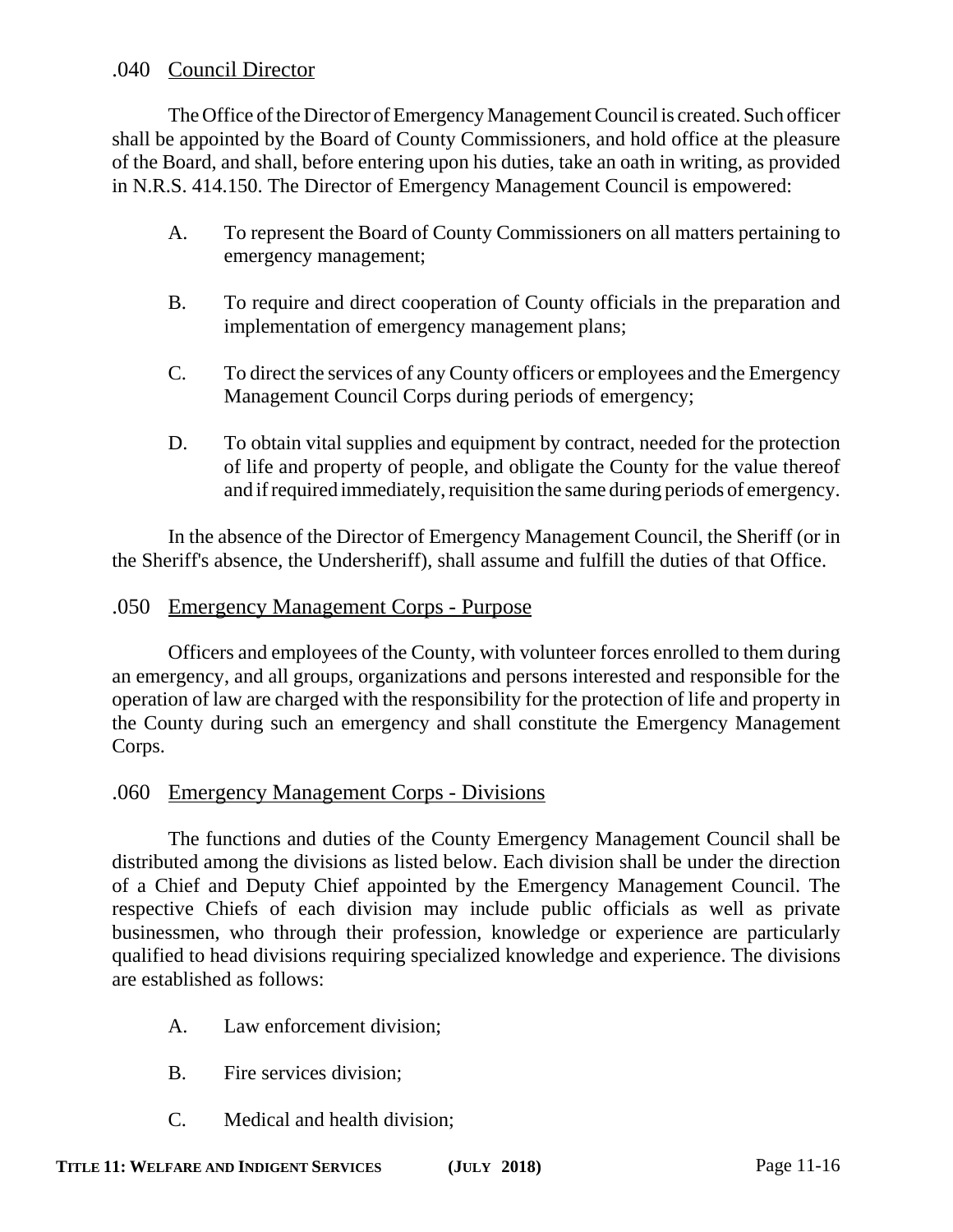## .040 Council Director

The Office of the Director of Emergency Management Council is created. Such officer shall be appointed by the Board of County Commissioners, and hold office at the pleasure of the Board, and shall, before entering upon his duties, take an oath in writing, as provided in N.R.S. 414.150. The Director of Emergency Management Council is empowered:

A. To represent the Board of County Commissioners on all matters pertaining to emergency management;

B. To require and direct cooperation of County officials in the preparation and implementation of emergency management plans;

C. To direct the services of any County officers or employees and the Emergency Management Council Corps during periods of emergency;

D. To obtain vital supplies and equipment by contract, needed for the protection of life and property of people, and obligate the County for the value thereof and if required immediately, requisition the same during periods of emergency.

In the absence of the Director of Emergency Management Council, the Sheriff (or in the Sheriff's absence, the Undersheriff), shall assume and fulfill the duties of that Office.

## .050 Emergency Management Corps - Purpose

Officers and employees of the County, with volunteer forces enrolled to them during an emergency, and all groups, organizations and persons interested and responsible for the operation of law are charged with the responsibility for the protection of life and property in the County during such an emergency and shall constitute the Emergency Management Corps.

## .060 Emergency Management Corps - Divisions

The functions and duties of the County Emergency Management Council shall be distributed among the divisions as listed below. Each division shall be under the direction of a Chief and Deputy Chief appointed by the Emergency Management Council. The respective Chiefs of each division may include public officials as well as private businessmen, who through their profession, knowledge or experience are particularly qualified to head divisions requiring specialized knowledge and experience. The divisions are established as follows:

A. Law enforcement division;

B. Fire services division;

C. Medical and health division;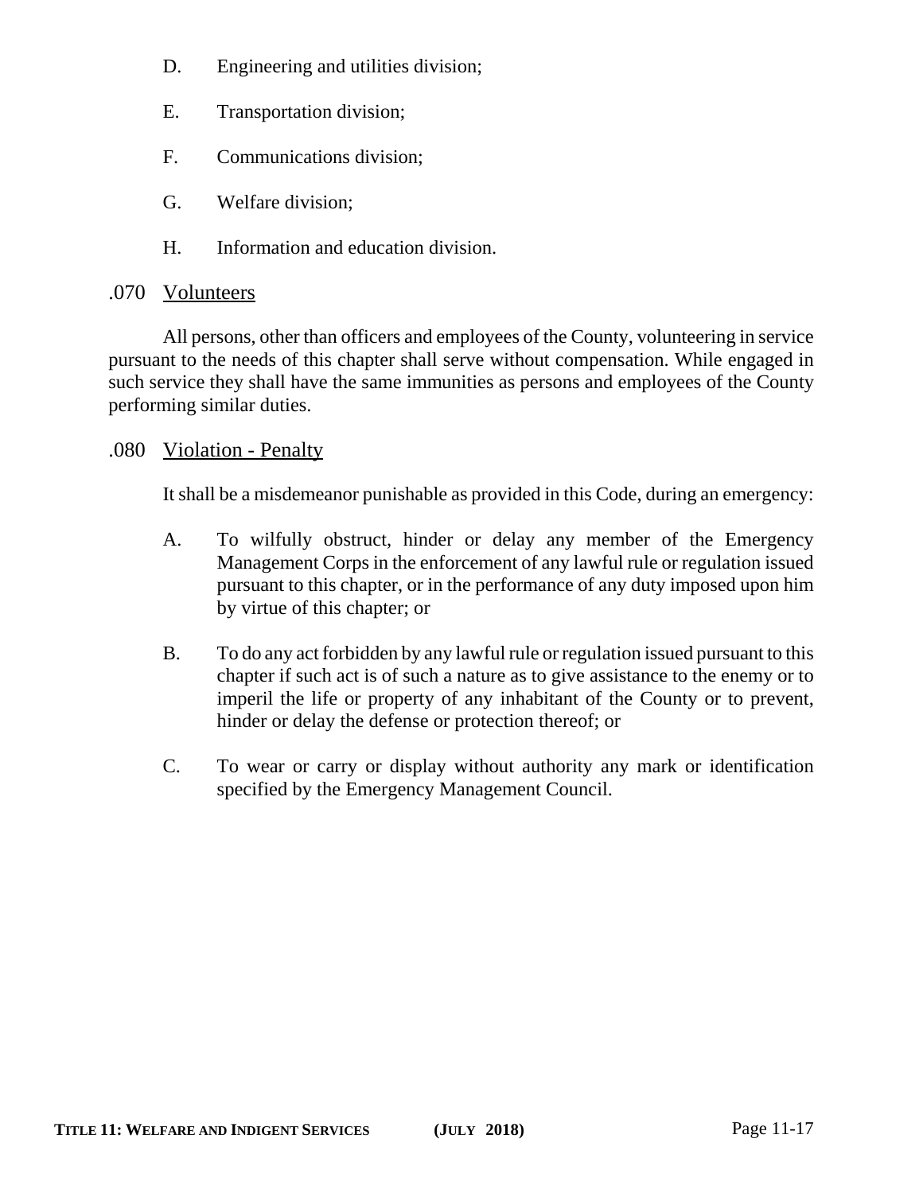D. Engineering and utilities division;

E. Transportation division;

F. Communications division;

G. Welfare division;

H. Information and education division.

### .070 Volunteers

All persons, other than officers and employees of the County, volunteering in service pursuant to the needs of this chapter shall serve without compensation. While engaged in such service they shall have the same immunities as persons and employees of the County performing similar duties.

### .080 Violation - Penalty

It shall be a misdemeanor punishable as provided in this Code, during an emergency:

A. To wilfully obstruct, hinder or delay any member of the Emergency Management Corps in the enforcement of any lawful rule or regulation issued pursuant to this chapter, or in the performance of any duty imposed upon him by virtue of this chapter; or

B. To do any act forbidden by any lawful rule or regulation issued pursuant to this chapter if such act is of such a nature as to give assistance to the enemy or to imperil the life or property of any inhabitant of the County or to prevent, hinder or delay the defense or protection thereof; or

C. To wear or carry or display without authority any mark or identification specified by the Emergency Management Council.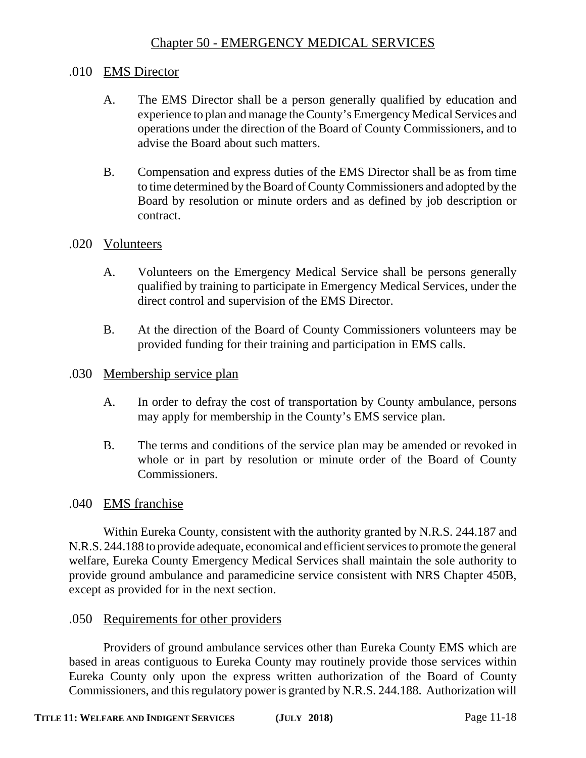# Chapter 50 - EMERGENCY MEDICAL SERVICES

## .010 EMS Director

A. The EMS Director shall be a person generally qualified by education and experience to plan and manage the County's Emergency Medical Services and operations under the direction of the Board of County Commissioners, and to advise the Board about such matters.

B. Compensation and express duties of the EMS Director shall be as from time to time determined by the Board of County Commissioners and adopted by the Board by resolution or minute orders and as defined by job description or contract.

## .020 Volunteers

A. Volunteers on the Emergency Medical Service shall be persons generally qualified by training to participate in Emergency Medical Services, under the direct control and supervision of the EMS Director.

B. At the direction of the Board of County Commissioners volunteers may be provided funding for their training and participation in EMS calls.

## .030 Membership service plan

A. In order to defray the cost of transportation by County ambulance, persons may apply for membership in the County's EMS service plan.

B. The terms and conditions of the service plan may be amended or revoked in whole or in part by resolution or minute order of the Board of County Commissioners.

## .040 EMS franchise

Within Eureka County, consistent with the authority granted by N.R.S. 244.187 and N.R.S. 244.188 to provide adequate, economical and efficient services to promote the general welfare, Eureka County Emergency Medical Services shall maintain the sole authority to provide ground ambulance and paramedicine service consistent with NRS Chapter 450B, except as provided for in the next section.

## .050 Requirements for other providers

Providers of ground ambulance services other than Eureka County EMS which are based in areas contiguous to Eureka County may routinely provide those services within Eureka County only upon the express written authorization of the Board of County Commissioners, and this regulatory power is granted by N.R.S. 244.188. Authorization will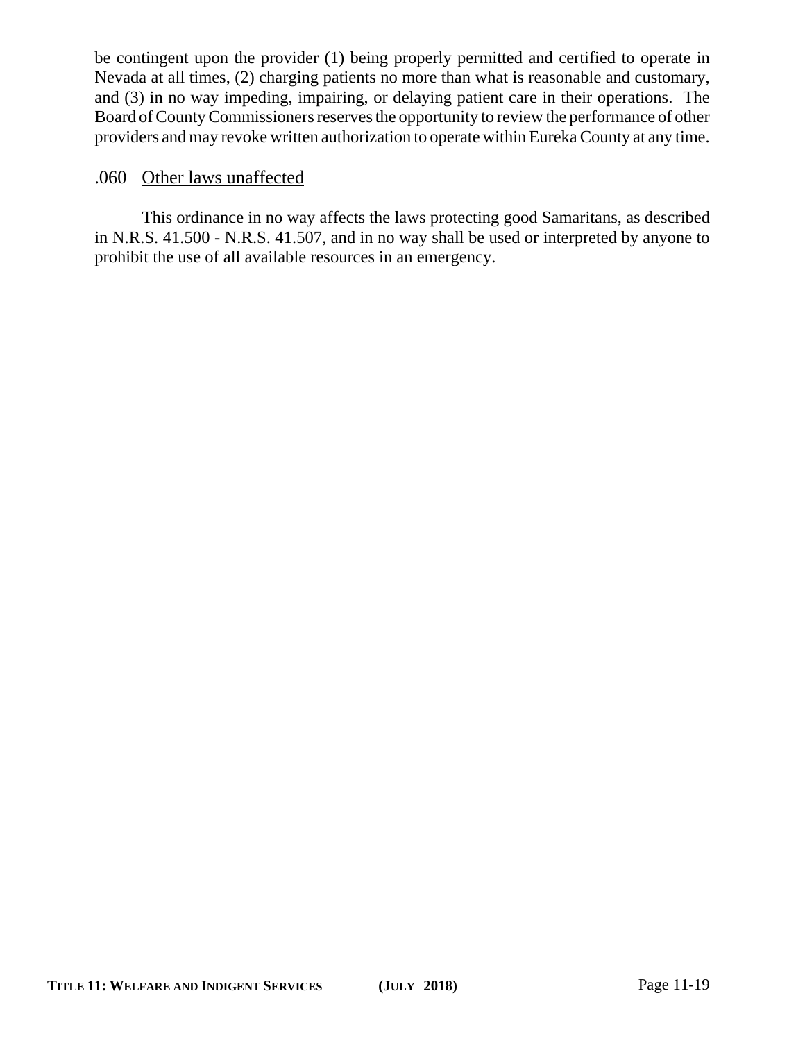be contingent upon the provider (1) being properly permitted and certified to operate in Nevada at all times, (2) charging patients no more than what is reasonable and customary, and (3) in no way impeding, impairing, or delaying patient care in their operations. The Board of County Commissioners reserves the opportunity to review the performance of other providers and may revoke written authorization to operate within Eureka County at any time.

### .060 Other laws unaffected

This ordinance in no way affects the laws protecting good Samaritans, as described in N.R.S. 41.500 - N.R.S. 41.507, and in no way shall be used or interpreted by anyone to prohibit the use of all available resources in an emergency.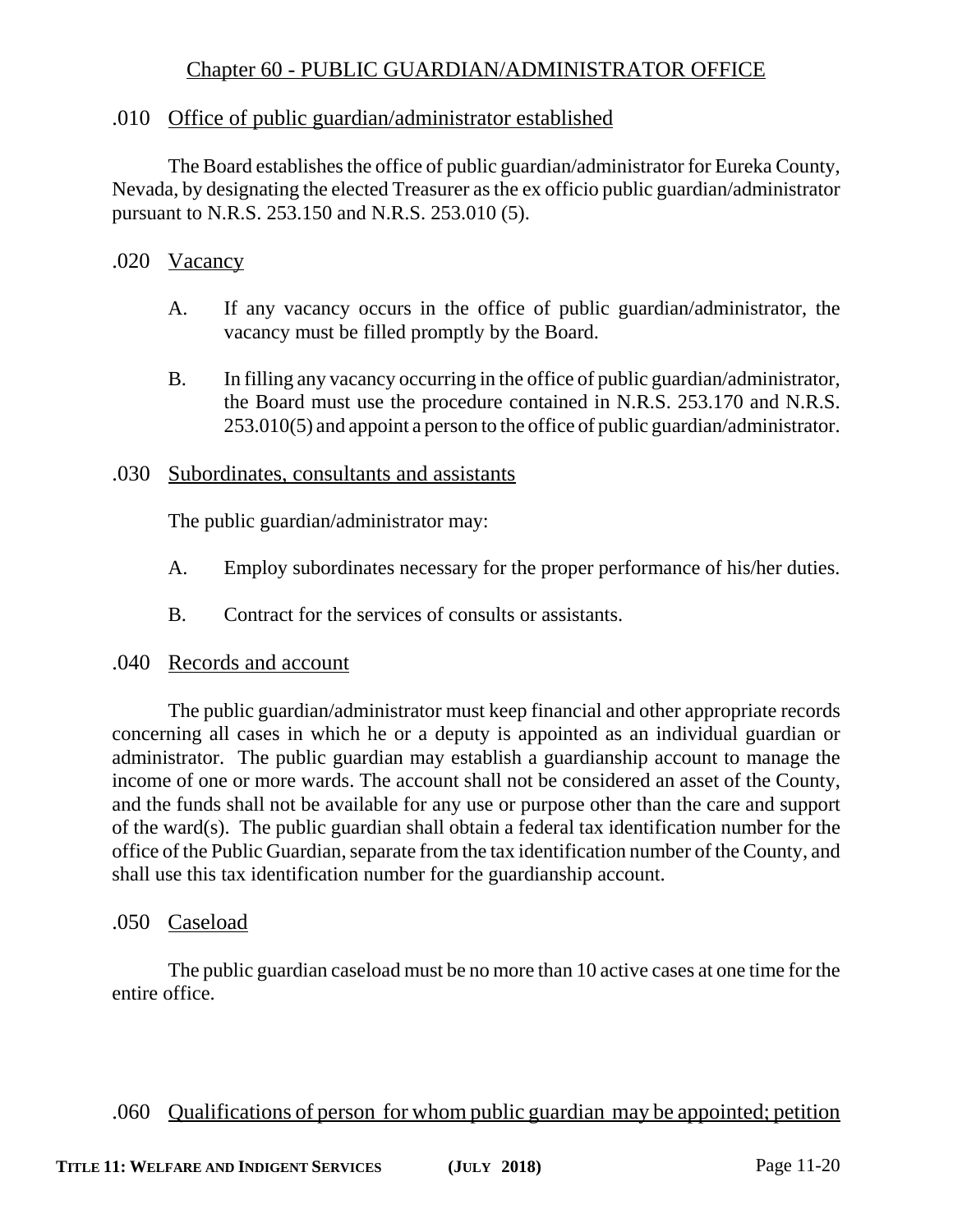## Chapter 60 - PUBLIC GUARDIAN/ADMINISTRATOR OFFICE

### .010 Office of public guardian/administrator established

The Board establishes the office of public guardian/administrator for Eureka County, Nevada, by designating the elected Treasurer as the ex officio public guardian/administrator pursuant to N.R.S. 253.150 and N.R.S. 253.010 (5).

### .020 Vacancy

A. If any vacancy occurs in the office of public guardian/administrator, the vacancy must be filled promptly by the Board.

B. In filling any vacancy occurring in the office of public guardian/administrator, the Board must use the procedure contained in N.R.S. 253.170 and N.R.S. 253.010(5) and appoint a person to the office of public guardian/administrator.

### .030 Subordinates, consultants and assistants

The public guardian/administrator may:

A. Employ subordinates necessary for the proper performance of his/her duties.

B. Contract for the services of consults or assistants.

### .040 Records and account

The public guardian/administrator must keep financial and other appropriate records concerning all cases in which he or a deputy is appointed as an individual guardian or administrator. The public guardian may establish a guardianship account to manage the income of one or more wards. The account shall not be considered an asset of the County, and the funds shall not be available for any use or purpose other than the care and support of the ward(s). The public guardian shall obtain a federal tax identification number for the office of the Public Guardian, separate from the tax identification number of the County, and shall use this tax identification number for the guardianship account.

### .050 Caseload

The public guardian caseload must be no more than 10 active cases at one time for the entire office.

### .060 Qualifications of person for whom public guardian may be appointed; petition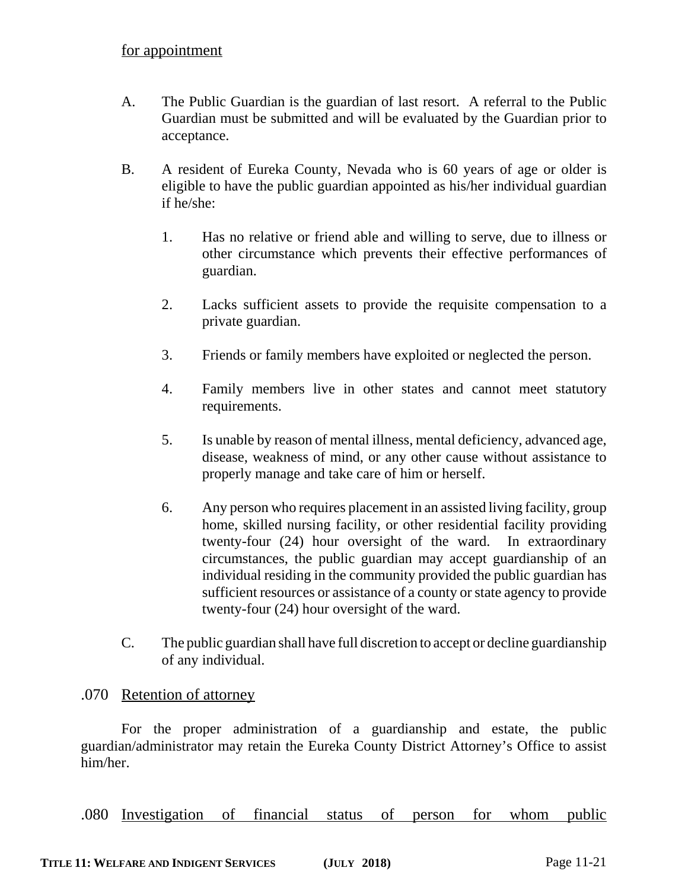for appointment

A. The Public Guardian is the guardian of last resort. A referral to the Public Guardian must be submitted and will be evaluated by the Guardian prior to acceptance.

B. A resident of Eureka County, Nevada who is 60 years of age or older is eligible to have the public guardian appointed as his/her individual guardian if he/she:

1. Has no relative or friend able and willing to serve, due to illness or other circumstance which prevents their effective performances of guardian.

2. Lacks sufficient assets to provide the requisite compensation to a private guardian.

3. Friends or family members have exploited or neglected the person.

4. Family members live in other states and cannot meet statutory requirements.

5. Is unable by reason of mental illness, mental deficiency, advanced age, disease, weakness of mind, or any other cause without assistance to properly manage and take care of him or herself.

6. Any person who requires placement in an assisted living facility, group home, skilled nursing facility, or other residential facility providing twenty-four (24) hour oversight of the ward. In extraordinary circumstances, the public guardian may accept guardianship of an individual residing in the community provided the public guardian has sufficient resources or assistance of a county or state agency to provide twenty-four (24) hour oversight of the ward.

C. The public guardian shall have full discretion to accept or decline guardianship of any individual.

.070 Retention of attorney

For the proper administration of a guardianship and estate, the public guardian/administrator may retain the Eureka County District Attorney's Office to assist him/her.

.080 Investigation of financial status of person for whom public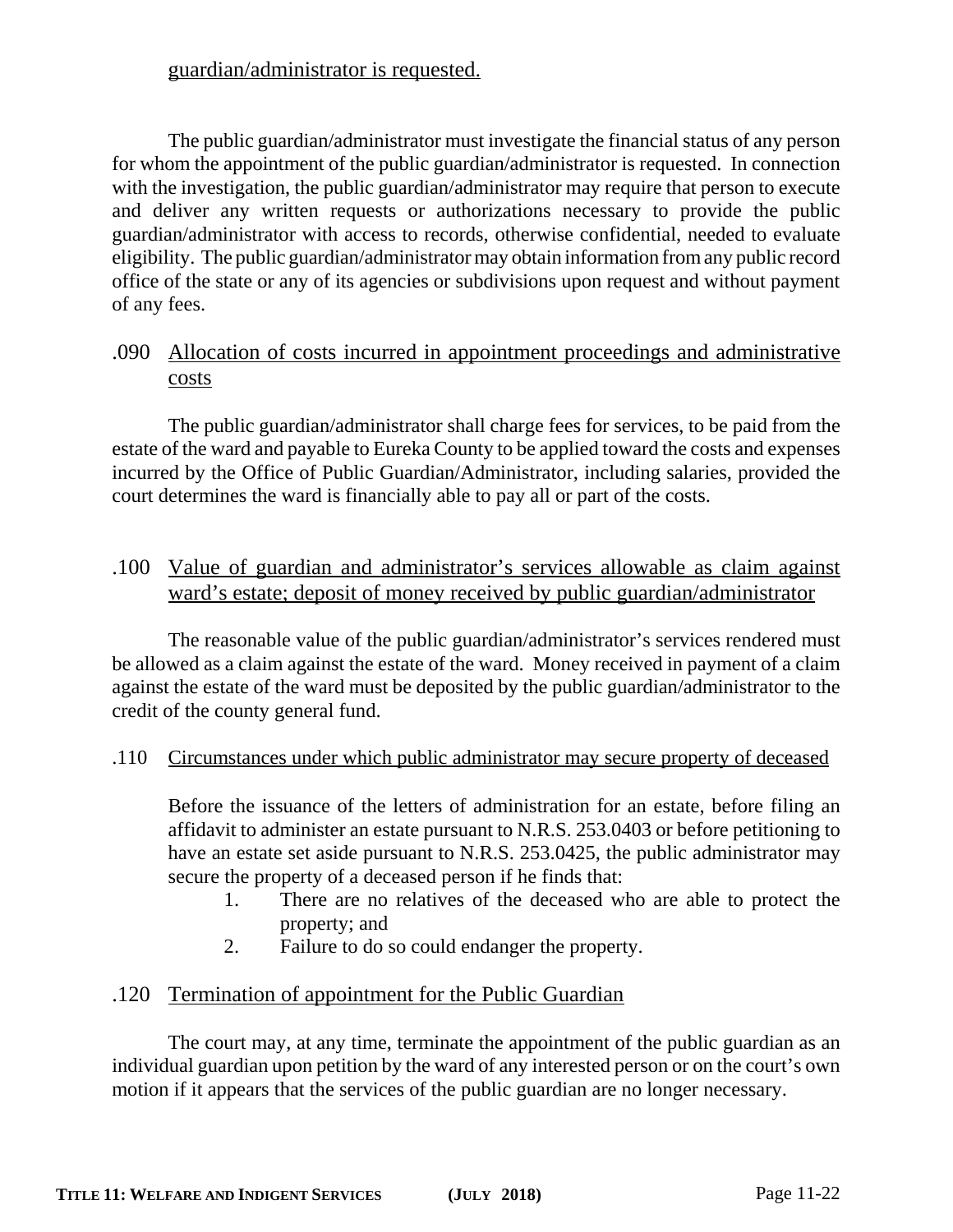guardian/administrator is requested.

The public guardian/administrator must investigate the financial status of any person for whom the appointment of the public guardian/administrator is requested. In connection with the investigation, the public guardian/administrator may require that person to execute and deliver any written requests or authorizations necessary to provide the public guardian/administrator with access to records, otherwise confidential, needed to evaluate eligibility. The public guardian/administrator may obtain information from any public record office of the state or any of its agencies or subdivisions upon request and without payment of any fees.

## .090 Allocation of costs incurred in appointment proceedings and administrative costs

The public guardian/administrator shall charge fees for services, to be paid from the estate of the ward and payable to Eureka County to be applied toward the costs and expenses incurred by the Office of Public Guardian/Administrator, including salaries, provided the court determines the ward is financially able to pay all or part of the costs.

## .100 Value of guardian and administrator's services allowable as claim against ward's estate; deposit of money received by public guardian/administrator

The reasonable value of the public guardian/administrator's services rendered must be allowed as a claim against the estate of the ward. Money received in payment of a claim against the estate of the ward must be deposited by the public guardian/administrator to the credit of the county general fund.

## .110 Circumstances under which public administrator may secure property of deceased

Before the issuance of the letters of administration for an estate, before filing an affidavit to administer an estate pursuant to N.R.S. 253.0403 or before petitioning to have an estate set aside pursuant to N.R.S. 253.0425, the public administrator may secure the property of a deceased person if he finds that:

1. There are no relatives of the deceased who are able to protect the property; and
2. Failure to do so could endanger the property.

## .120 Termination of appointment for the Public Guardian

The court may, at any time, terminate the appointment of the public guardian as an individual guardian upon petition by the ward of any interested person or on the court's own motion if it appears that the services of the public guardian are no longer necessary.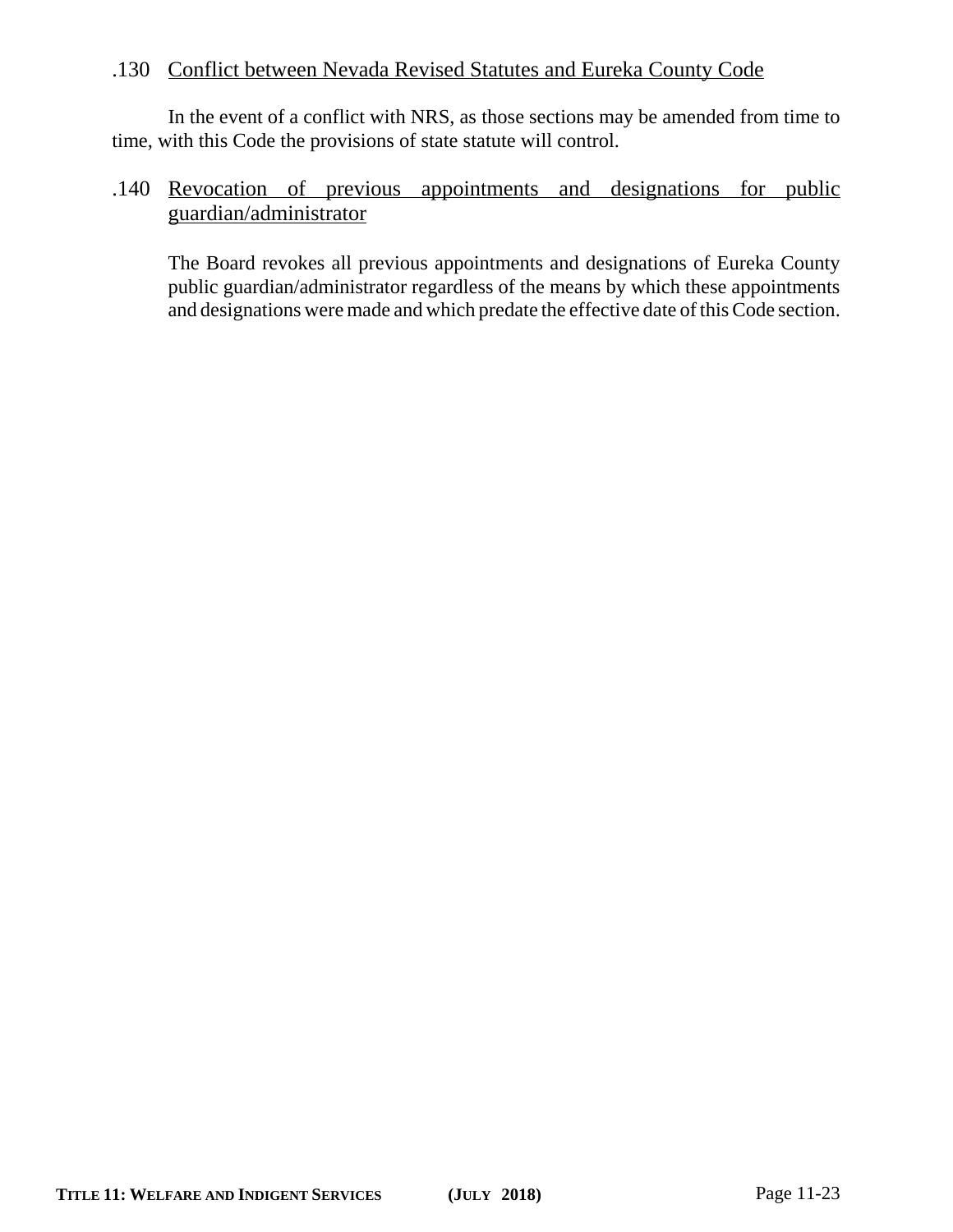.130 Conflict between Nevada Revised Statutes and Eureka County Code

In the event of a conflict with NRS, as those sections may be amended from time to time, with this Code the provisions of state statute will control.

.140 Revocation of previous appointments and designations for public guardian/administrator

The Board revokes all previous appointments and designations of Eureka County public guardian/administrator regardless of the means by which these appointments and designations were made and which predate the effective date of this Code section.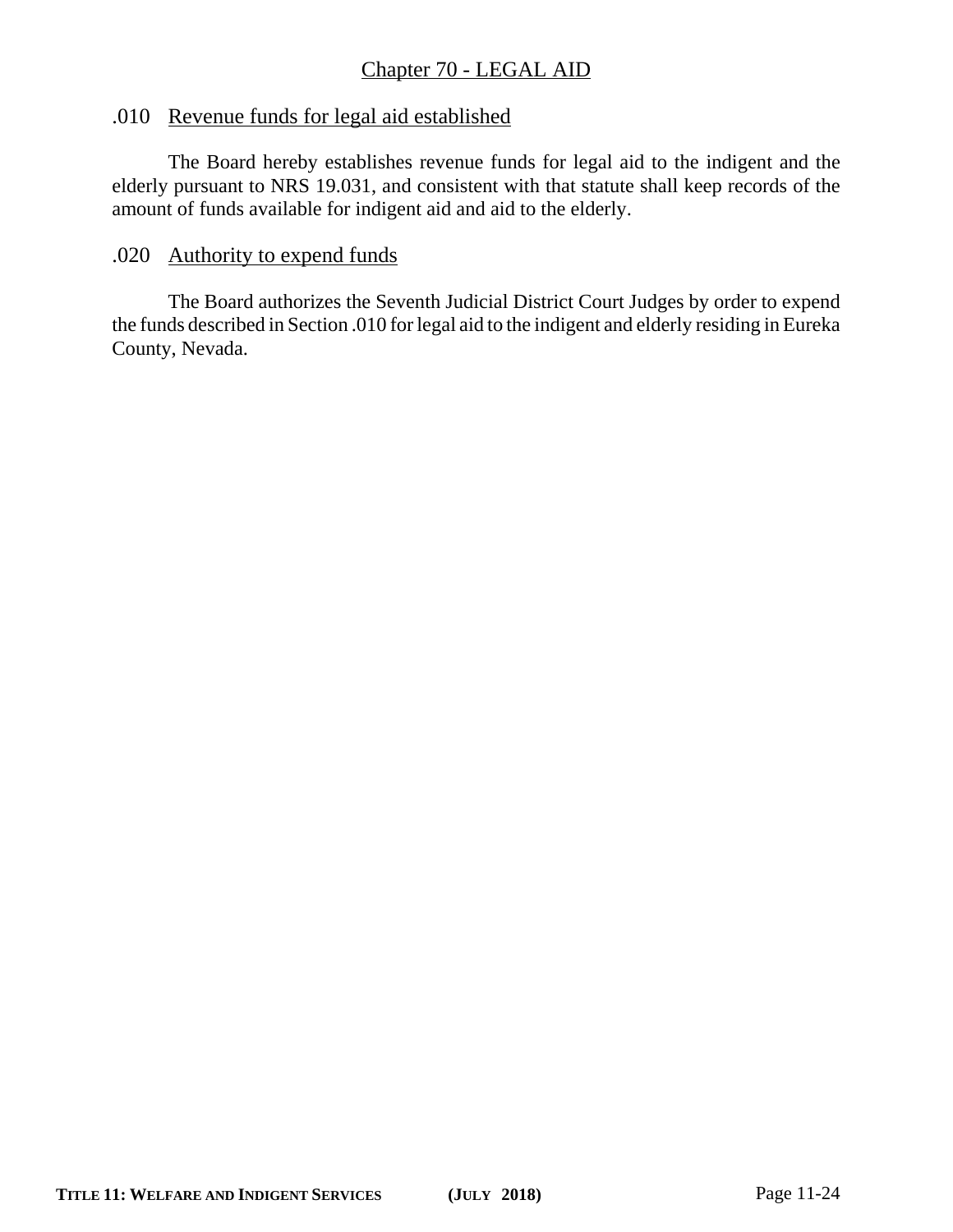## Chapter 70 - LEGAL AID

### .010 Revenue funds for legal aid established

The Board hereby establishes revenue funds for legal aid to the indigent and the elderly pursuant to NRS 19.031, and consistent with that statute shall keep records of the amount of funds available for indigent aid and aid to the elderly.

### .020 Authority to expend funds

The Board authorizes the Seventh Judicial District Court Judges by order to expend the funds described in Section .010 for legal aid to the indigent and elderly residing in Eureka County, Nevada.